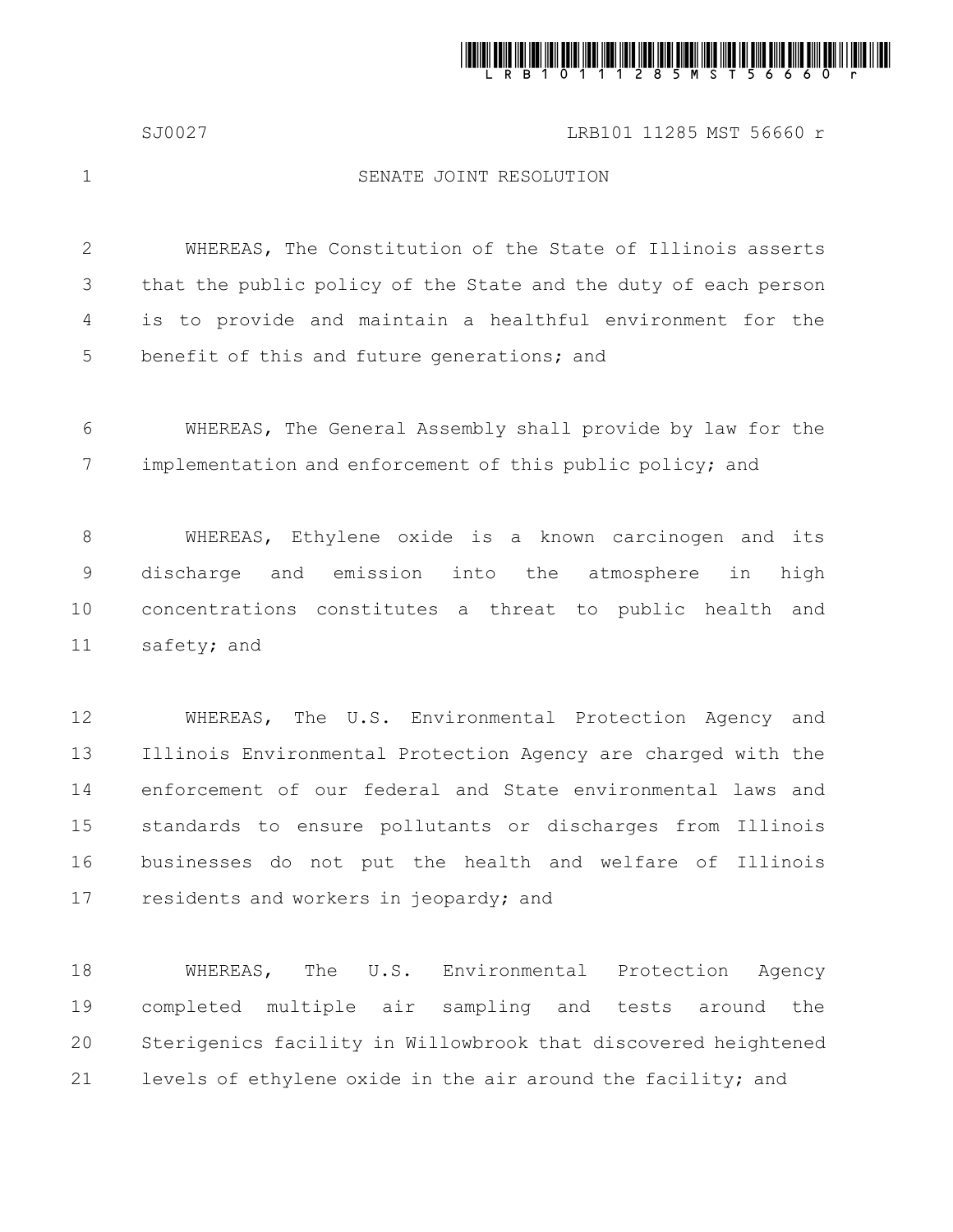# SENATE JOINT RESOLUTION

WHEREAS, The Constitution of the State of Illinois asserts that the public policy of the State and the duty of each person is to provide and maintain a healthful environment for the benefit of this and future generations; and

WHEREAS, The General Assembly shall provide by law for the implementation and enforcement of this public policy; and

WHEREAS, Ethylene oxide is a known carcinogen and its discharge and emission into the atmosphere in high concentrations constitutes a threat to public health and safety; and

WHEREAS, The U.S. Environmental Protection Agency and Illinois Environmental Protection Agency are charged with the enforcement of our federal and State environmental laws and standards to ensure pollutants or discharges from Illinois businesses do not put the health and welfare of Illinois residents and workers in jeopardy; and

WHEREAS, The U.S. Environmental Protection Agency completed multiple air sampling and tests around the Sterigenics facility in Willowbrook that discovered heightened levels of ethylene oxide in the air around the facility; and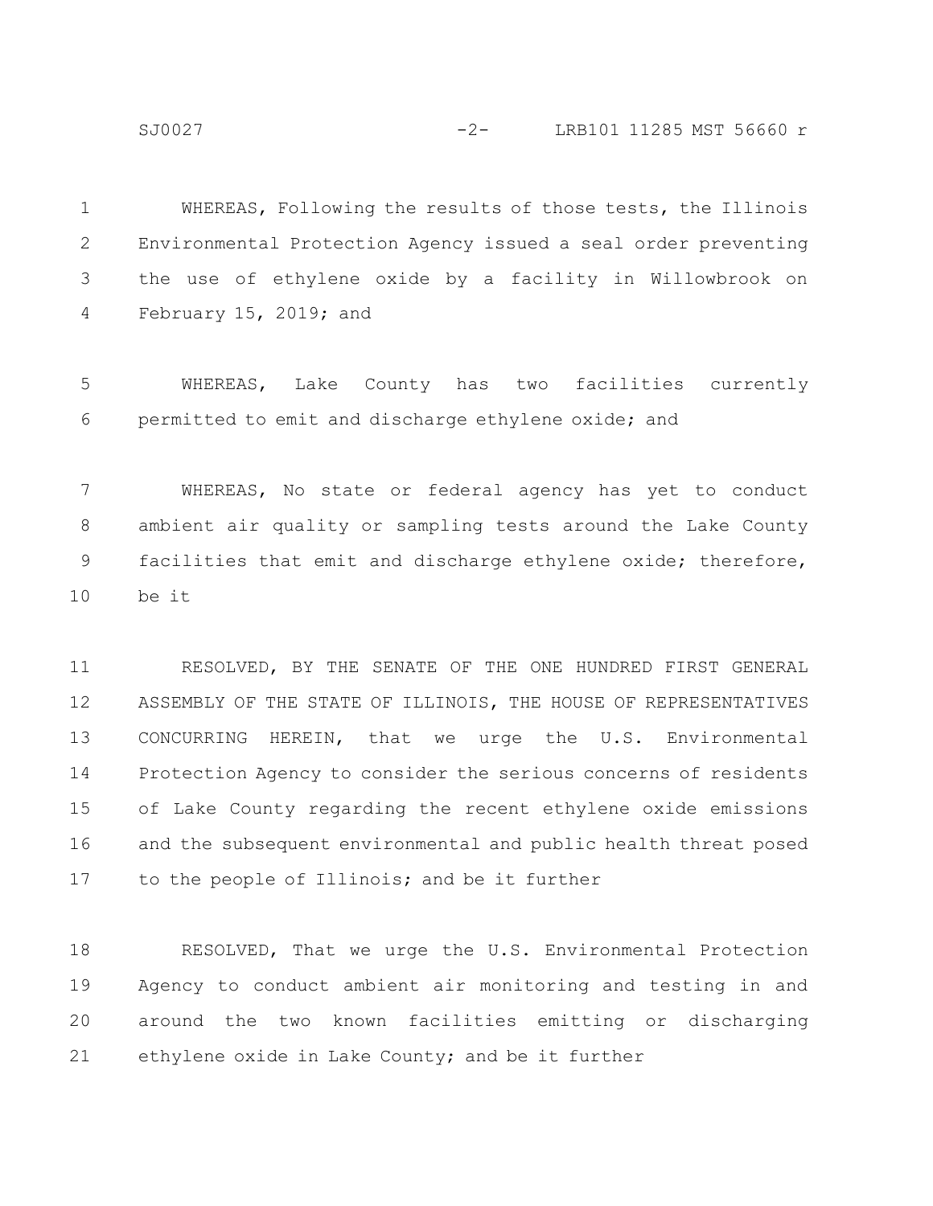WHEREAS, Following the results of those tests, the Illinois Environmental Protection Agency issued a seal order preventing the use of ethylene oxide by a facility in Willowbrook on February 15, 2019; and

WHEREAS, Lake County has two facilities currently permitted to emit and discharge ethylene oxide; and

WHEREAS, No state or federal agency has yet to conduct ambient air quality or sampling tests around the Lake County facilities that emit and discharge ethylene oxide; therefore, be it

RESOLVED, BY THE SENATE OF THE ONE HUNDRED FIRST GENERAL ASSEMBLY OF THE STATE OF ILLINOIS, THE HOUSE OF REPRESENTATIVES CONCURRING HEREIN, that we urge the U.S. Environmental Protection Agency to consider the serious concerns of residents of Lake County regarding the recent ethylene oxide emissions and the subsequent environmental and public health threat posed to the people of Illinois; and be it further

RESOLVED, That we urge the U.S. Environmental Protection Agency to conduct ambient air monitoring and testing in and around the two known facilities emitting or discharging ethylene oxide in Lake County; and be it further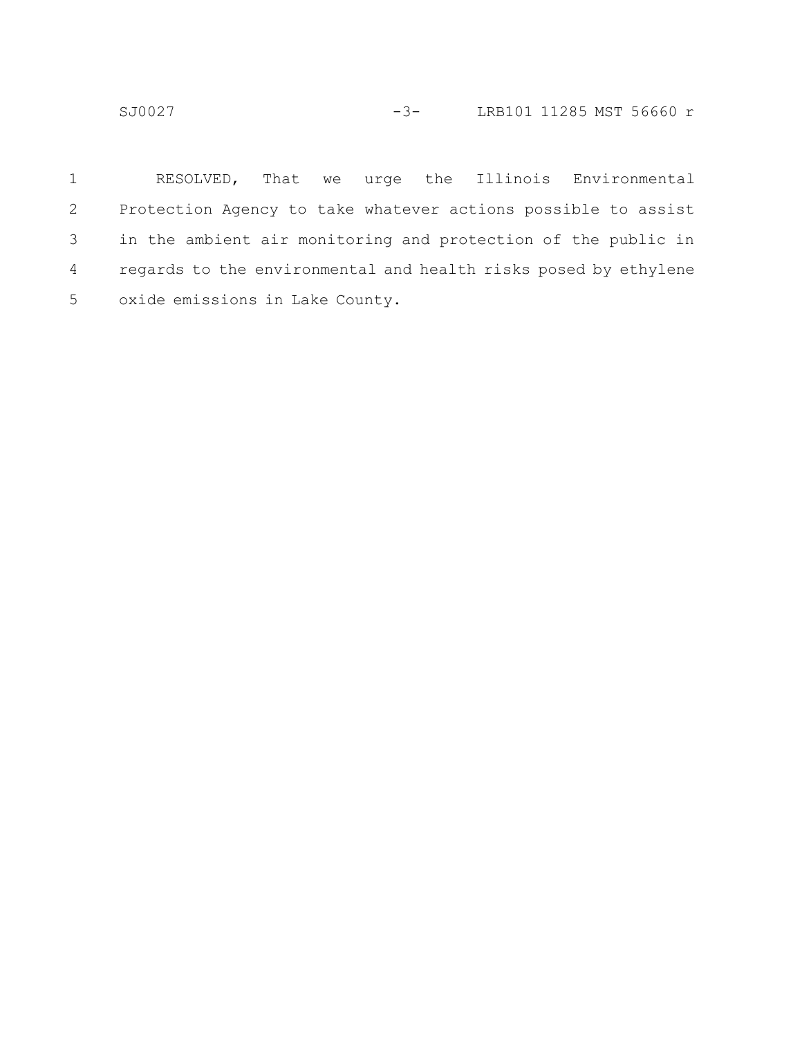RESOLVED, That we urge the Illinois Environmental Protection Agency to take whatever actions possible to assist in the ambient air monitoring and protection of the public in regards to the environmental and health risks posed by ethylene oxide emissions in Lake County.